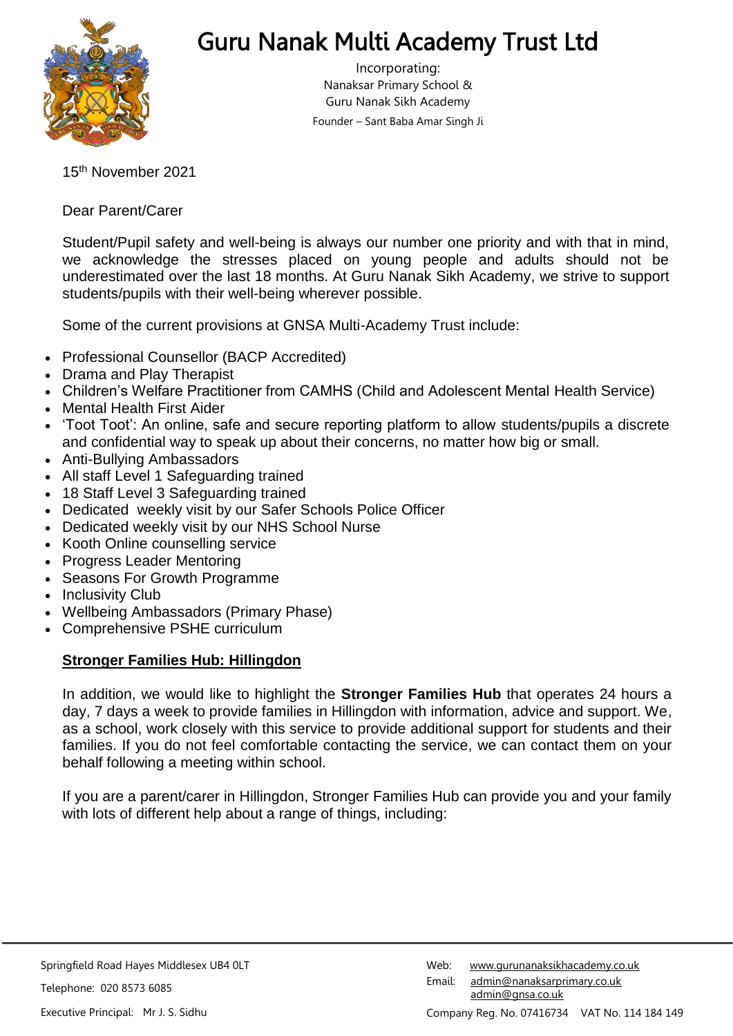# Guru Nanak Multi Academy Trust Ltd

Incorporating:
Nanaksar Primary School &
Guru Nanak Sikh Academy
Founder – Sant Baba Amar Singh Ji

15th November 2021

Dear Parent/Carer

Student/Pupil safety and well-being is always our number one priority and with that in mind, we acknowledge the stresses placed on young people and adults should not be underestimated over the last 18 months. At Guru Nanak Sikh Academy, we strive to support students/pupils with their well-being wherever possible.

Some of the current provisions at GNSA Multi-Academy Trust include:

- Professional Counsellor (BACP Accredited)
- Drama and Play Therapist
- Children's Welfare Practitioner from CAMHS (Child and Adolescent Mental Health Service)
- Mental Health First Aider
- 'Toot Toot': An online, safe and secure reporting platform to allow students/pupils a discrete and confidential way to speak up about their concerns, no matter how big or small.
- Anti-Bullying Ambassadors
- All staff Level 1 Safeguarding trained
- 18 Staff Level 3 Safeguarding trained
- Dedicated weekly visit by our Safer Schools Police Officer
- Dedicated weekly visit by our NHS School Nurse
- Kooth Online counselling service
- Progress Leader Mentoring
- Seasons For Growth Programme
- Inclusivity Club
- Wellbeing Ambassadors (Primary Phase)
- Comprehensive PSHE curriculum

**Stronger Families Hub: Hillingdon**

In addition, we would like to highlight the **Stronger Families Hub** that operates 24 hours a day, 7 days a week to provide families in Hillingdon with information, advice and support. We, as a school, work closely with this service to provide additional support for students and their families. If you do not feel comfortable contacting the service, we can contact them on your behalf following a meeting within school.

If you are a parent/carer in Hillingdon, Stronger Families Hub can provide you and your family with lots of different help about a range of things, including:

Springfield Road Hayes Middlesex UB4 0LT
Telephone: 020 8573 6085
Executive Principal: Mr J. S. Sidhu

Web: www.gurunanaksikhacademy.co.uk
Email: admin@nanaksarprimary.co.uk
admin@gnsa.co.uk
Company Reg. No. 07416734 VAT No. 114 184 149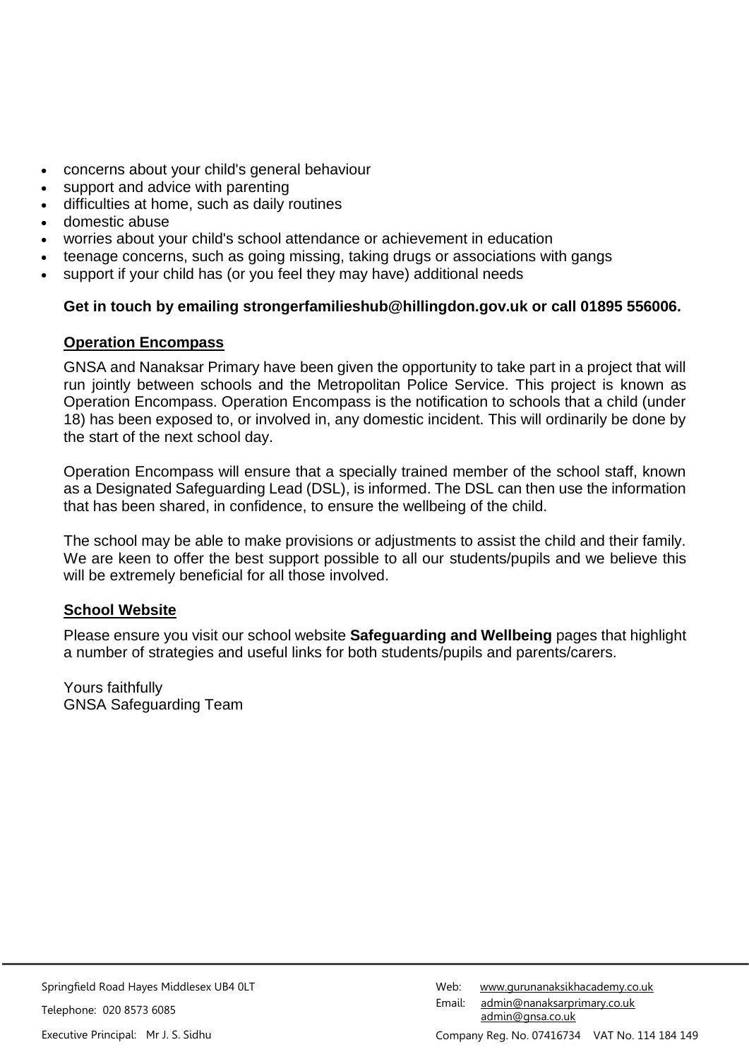- concerns about your child's general behaviour
- support and advice with parenting
- difficulties at home, such as daily routines
- domestic abuse
- worries about your child's school attendance or achievement in education
- teenage concerns, such as going missing, taking drugs or associations with gangs
- support if your child has (or you feel they may have) additional needs

**Get in touch by emailing strongerfamilieshub@hillingdon.gov.uk or call 01895 556006.**

**Operation Encompass**

GNSA and Nanaksar Primary have been given the opportunity to take part in a project that will run jointly between schools and the Metropolitan Police Service. This project is known as Operation Encompass. Operation Encompass is the notification to schools that a child (under 18) has been exposed to, or involved in, any domestic incident. This will ordinarily be done by the start of the next school day.

Operation Encompass will ensure that a specially trained member of the school staff, known as a Designated Safeguarding Lead (DSL), is informed. The DSL can then use the information that has been shared, in confidence, to ensure the wellbeing of the child.

The school may be able to make provisions or adjustments to assist the child and their family. We are keen to offer the best support possible to all our students/pupils and we believe this will be extremely beneficial for all those involved.

**School Website**

Please ensure you visit our school website **Safeguarding and Wellbeing** pages that highlight a number of strategies and useful links for both students/pupils and parents/carers.

Yours faithfully
GNSA Safeguarding Team

Springfield Road Hayes Middlesex UB4 0LT
Telephone: 020 8573 6085
Executive Principal: Mr J. S. Sidhu

Web: www.gurunanaksikhacademy.co.uk
Email: admin@nanaksarprimary.co.uk
admin@gnsa.co.uk
Company Reg. No. 07416734 VAT No. 114 184 149